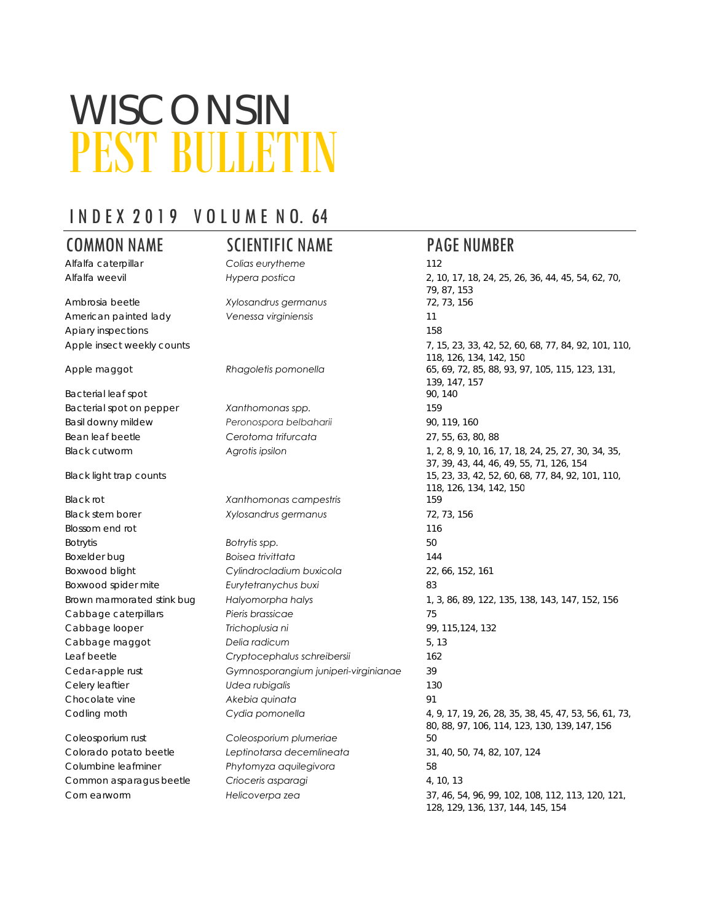# WISCONSIN PEST BULLETIN

## INDEX 2019 VOLUME NO. 64

| COMMON NAME | SCIENTIFIC NAME | PAGE NUMBER |
|---|---|---|
| Alfalfa caterpillar | *Colias eurytheme* | 112 |
| Alfalfa weevil | *Hypera postica* | 2, 10, 17, 18, 24, 25, 26, 36, 44, 45, 54, 62, 70, 79, 87, 153 |
| Ambrosia beetle | *Xylosandrus germanus* | 72, 73, 156 |
| American painted lady | *Venessa virginiensis* | 11 |
| Apiary inspections | | 158 |
| Apple insect weekly counts | | 7, 15, 23, 33, 42, 52, 60, 68, 77, 84, 92, 101, 110, 118, 126, 134, 142, 150 |
| Apple maggot | *Rhagoletis pomonella* | 65, 69, 72, 85, 88, 93, 97, 105, 115, 123, 131, 139, 147, 157 |
| Bacterial leaf spot | | 90, 140 |
| Bacterial spot on pepper | *Xanthomonas spp.* | 159 |
| Basil downy mildew | *Peronospora belbaharii* | 90, 119, 160 |
| Bean leaf beetle | *Cerotoma trifurcata* | 27, 55, 63, 80, 88 |
| Black cutworm | *Agrotis ipsilon* | 1, 2, 8, 9, 10, 16, 17, 18, 24, 25, 27, 30, 34, 35, 37, 39, 43, 44, 46, 49, 55, 71, 126, 154 |
| Black light trap counts | | 15, 23, 33, 42, 52, 60, 68, 77, 84, 92, 101, 110, 118, 126, 134, 142, 150 |
| Black rot | *Xanthomonas campestris* | 159 |
| Black stem borer | *Xylosandrus germanus* | 72, 73, 156 |
| Blossom end rot | | 116 |
| Botrytis | *Botrytis spp.* | 50 |
| Boxelder bug | *Boisea trivittata* | 144 |
| Boxwood blight | *Cylindrocladium buxicola* | 22, 66, 152, 161 |
| Boxwood spider mite | *Eurytetranychus buxi* | 83 |
| Brown marmorated stink bug | *Halyomorpha halys* | 1, 3, 86, 89, 122, 135, 138, 143, 147, 152, 156 |
| Cabbage caterpillars | *Pieris brassicae* | 75 |
| Cabbage looper | *Trichoplusia ni* | 99, 115,124, 132 |
| Cabbage maggot | *Delia radicum* | 5, 13 |
| Leaf beetle | *Cryptocephalus schreibersii* | 162 |
| Cedar-apple rust | *Gymnosporangium juniperi-virginianae* | 39 |
| Celery leaftier | *Udea rubigalis* | 130 |
| Chocolate vine | *Akebia quinata* | 91 |
| Codling moth | *Cydia pomonella* | 4, 9, 17, 19, 26, 28, 35, 38, 45, 47, 53, 56, 61, 73, 80, 88, 97, 106, 114, 123, 130, 139, 147, 156 |
| Coleosporium rust | *Coleosporium plumeriae* | 50 |
| Colorado potato beetle | *Leptinotarsa decemlineata* | 31, 40, 50, 74, 82, 107, 124 |
| Columbine leafminer | *Phytomyza aquilegivora* | 58 |
| Common asparagus beetle | *Crioceris asparagi* | 4, 10, 13 |
| Corn earworm | *Helicoverpa zea* | 37, 46, 54, 96, 99, 102, 108, 112, 113, 120, 121, 128, 129, 136, 137, 144, 145, 154 |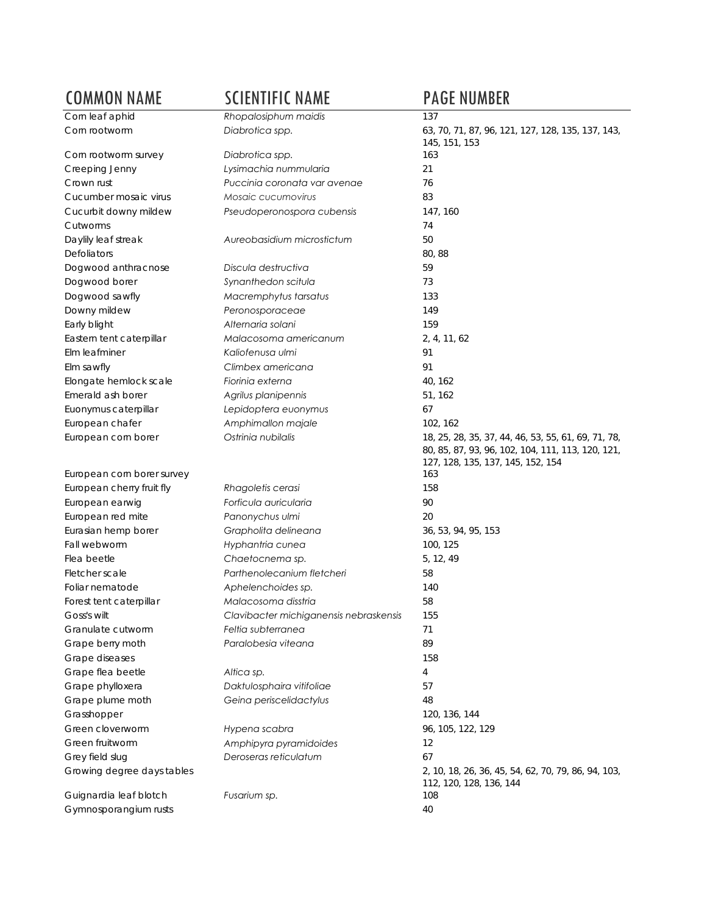| COMMON NAME | SCIENTIFIC NAME | PAGE NUMBER |
|---|---|---|
| Corn leaf aphid | *Rhopalosiphum maidis* | 137 |
| Corn rootworm | *Diabrotica spp.* | 63, 70, 71, 87, 96, 121, 127, 128, 135, 137, 143, 145, 151, 153 |
| Corn rootworm survey | *Diabrotica spp.* | 163 |
| Creeping Jenny | *Lysimachia nummularia* | 21 |
| Crown rust | *Puccinia coronata var avenae* | 76 |
| Cucumber mosaic virus | *Mosaic cucumovirus* | 83 |
| Cucurbit downy mildew | *Pseudoperonospora cubensis* | 147, 160 |
| Cutworms | | 74 |
| Daylily leaf streak | *Aureobasidium microstictum* | 50 |
| Defoliators | | 80, 88 |
| Dogwood anthracnose | *Discula destructiva* | 59 |
| Dogwood borer | *Synanthedon scitula* | 73 |
| Dogwood sawfly | *Macremphytus tarsatus* | 133 |
| Downy mildew | *Peronosporaceae* | 149 |
| Early blight | *Alternaria solani* | 159 |
| Eastern tent caterpillar | *Malacosoma americanum* | 2, 4, 11, 62 |
| Elm leafminer | *Kaliofenusa ulmi* | 91 |
| Elm sawfly | *Climbex americana* | 91 |
| Elongate hemlock scale | *Fiorinia externa* | 40, 162 |
| Emerald ash borer | *Agrilus planipennis* | 51, 162 |
| Euonymus caterpillar | *Lepidoptera euonymus* | 67 |
| European chafer | *Amphimallon majale* | 102, 162 |
| European corn borer | *Ostrinia nubilalis* | 18, 25, 28, 35, 37, 44, 46, 53, 55, 61, 69, 71, 78, 80, 85, 87, 93, 96, 102, 104, 111, 113, 120, 121, 127, 128, 135, 137, 145, 152, 154 |
| European corn borer survey | | 163 |
| European cherry fruit fly | *Rhagoletis cerasi* | 158 |
| European earwig | *Forficula auricularia* | 90 |
| European red mite | *Panonychus ulmi* | 20 |
| Eurasian hemp borer | *Grapholita delineana* | 36, 53, 94, 95, 153 |
| Fall webworm | *Hyphantria cunea* | 100, 125 |
| Flea beetle | *Chaetocnema sp.* | 5, 12, 49 |
| Fletcher scale | *Parthenolecanium fletcheri* | 58 |
| Foliar nematode | *Aphelenchoides sp.* | 140 |
| Forest tent caterpillar | *Malacosoma disstria* | 58 |
| Goss's wilt | *Clavibacter michiganensis nebraskensis* | 155 |
| Granulate cutworm | *Feltia subterranea* | 71 |
| Grape berry moth | *Paralobesia viteana* | 89 |
| Grape diseases | | 158 |
| Grape flea beetle | *Altica sp.* | 4 |
| Grape phylloxera | *Daktulosphaira vitifoliae* | 57 |
| Grape plume moth | *Geina periscelidactylus* | 48 |
| Grasshopper | | 120, 136, 144 |
| Green cloverworm | *Hypena scabra* | 96, 105, 122, 129 |
| Green fruitworm | *Amphipyra pyramidoides* | 12 |
| Grey field slug | *Deroseras reticulatum* | 67 |
| Growing degree days tables | | 2, 10, 18, 26, 36, 45, 54, 62, 70, 79, 86, 94, 103, 112, 120, 128, 136, 144 |
| Guignardia leaf blotch | *Fusarium sp.* | 108 |
| Gymnosporangium rusts | | 40 |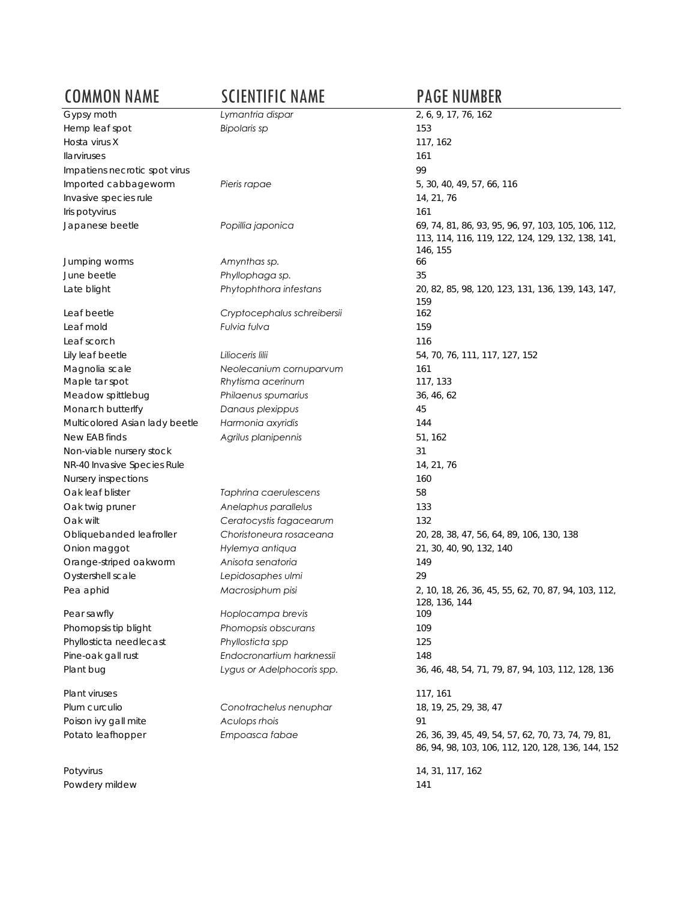| COMMON NAME | SCIENTIFIC NAME | PAGE NUMBER |
|---|---|---|
| Gypsy moth | *Lymantria dispar* | 2, 6, 9, 17, 76, 162 |
| Hemp leaf spot | *Bipolaris sp* | 153 |
| Hosta virus X | | 117, 162 |
| Ilarviruses | | 161 |
| Impatiens necrotic spot virus | | 99 |
| Imported cabbageworm | *Pieris rapae* | 5, 30, 40, 49, 57, 66, 116 |
| Invasive species rule | | 14, 21, 76 |
| Iris potyvirus | | 161 |
| Japanese beetle | *Popillia japonica* | 69, 74, 81, 86, 93, 95, 96, 97, 103, 105, 106, 112, 113, 114, 116, 119, 122, 124, 129, 132, 138, 141, 146, 155 |
| Jumping worms | *Amynthas sp.* | 66 |
| June beetle | *Phyllophaga sp.* | 35 |
| Late blight | *Phytophthora infestans* | 20, 82, 85, 98, 120, 123, 131, 136, 139, 143, 147, 159 |
| Leaf beetle | *Cryptocephalus schreibersii* | 162 |
| Leaf mold | *Fulvia fulva* | 159 |
| Leaf scorch | | 116 |
| Lily leaf beetle | *Lilioceris lilii* | 54, 70, 76, 111, 117, 127, 152 |
| Magnolia scale | *Neolecanium cornuparvum* | 161 |
| Maple tar spot | *Rhytisma acerinum* | 117, 133 |
| Meadow spittlebug | *Philaenus spumarius* | 36, 46, 62 |
| Monarch butterlfy | *Danaus plexippus* | 45 |
| Multicolored Asian lady beetle | *Harmonia axyridis* | 144 |
| New EAB finds | *Agrilus planipennis* | 51, 162 |
| Non-viable nursery stock | | 31 |
| NR-40 Invasive Species Rule | | 14, 21, 76 |
| Nursery inspections | | 160 |
| Oak leaf blister | *Taphrina caerulescens* | 58 |
| Oak twig pruner | *Anelaphus parallelus* | 133 |
| Oak wilt | *Ceratocystis fagacearum* | 132 |
| Obliquebanded leafroller | *Choristoneura rosaceana* | 20, 28, 38, 47, 56, 64, 89, 106, 130, 138 |
| Onion maggot | *Hylemya antiqua* | 21, 30, 40, 90, 132, 140 |
| Orange-striped oakworm | *Anisota senatoria* | 149 |
| Oystershell scale | *Lepidosaphes ulmi* | 29 |
| Pea aphid | *Macrosiphum pisi* | 2, 10, 18, 26, 36, 45, 55, 62, 70, 87, 94, 103, 112, 128, 136, 144 |
| Pear sawfly | *Hoplocampa brevis* | 109 |
| Phomopsis tip blight | *Phomopsis obscurans* | 109 |
| Phyllosticta needlecast | *Phyllosticta spp* | 125 |
| Pine-oak gall rust | *Endocronartium harknessii* | 148 |
| Plant bug | *Lygus or Adelphocoris spp.* | 36, 46, 48, 54, 71, 79, 87, 94, 103, 112, 128, 136 |
| Plant viruses | | 117, 161 |
| Plum curculio | *Conotrachelus nenuphar* | 18, 19, 25, 29, 38, 47 |
| Poison ivy gall mite | *Aculops rhois* | 91 |
| Potato leafhopper | *Empoasca fabae* | 26, 36, 39, 45, 49, 54, 57, 62, 70, 73, 74, 79, 81, 86, 94, 98, 103, 106, 112, 120, 128, 136, 144, 152 |
| Potyvirus | | 14, 31, 117, 162 |
| Powdery mildew | | 141 |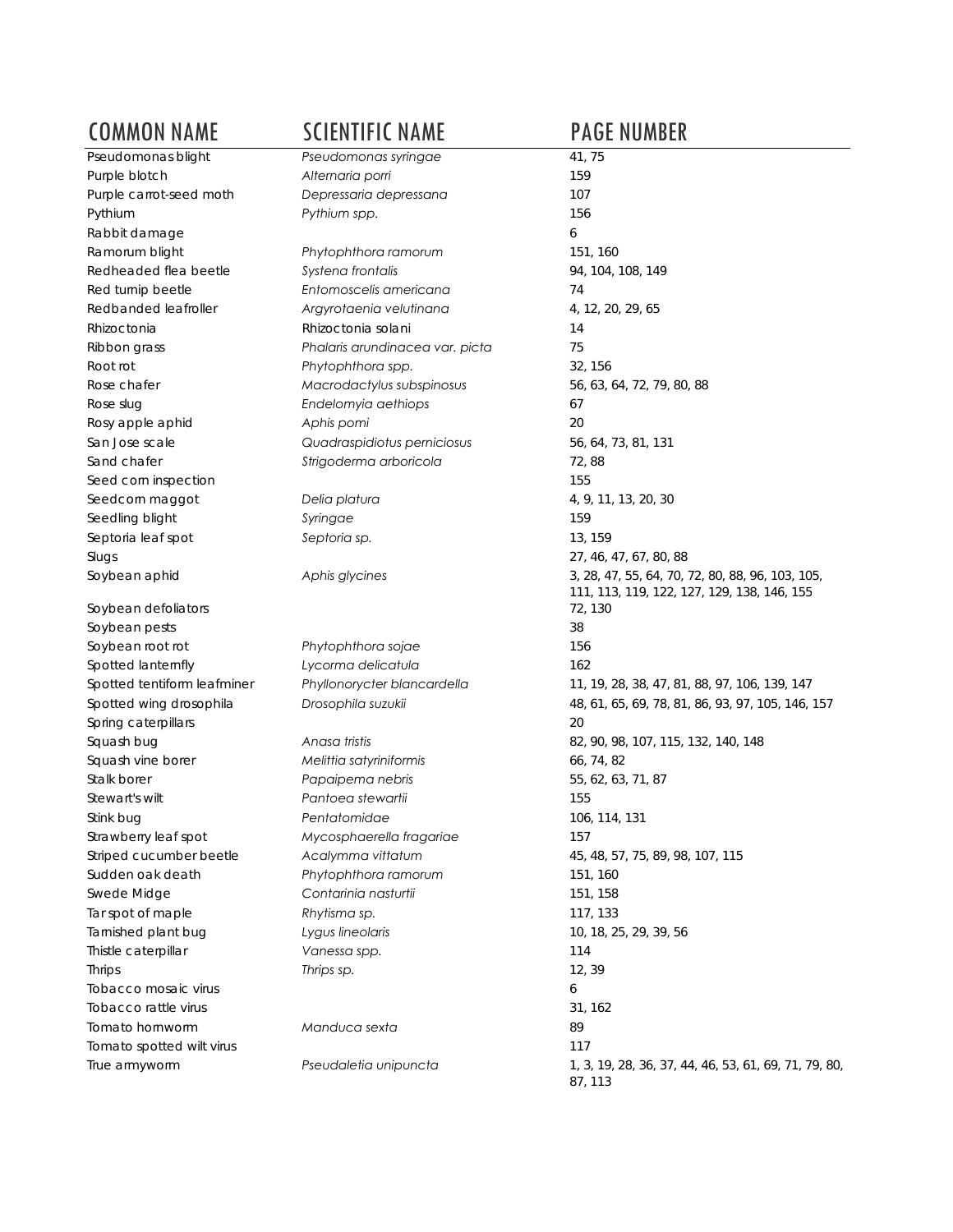| COMMON NAME | SCIENTIFIC NAME | PAGE NUMBER |
|---|---|---|
| Pseudomonas blight | *Pseudomonas syringae* | 41, 75 |
| Purple blotch | *Alternaria porri* | 159 |
| Purple carrot-seed moth | *Depressaria depressana* | 107 |
| Pythium | *Pythium spp.* | 156 |
| Rabbit damage | | 6 |
| Ramorum blight | *Phytophthora ramorum* | 151, 160 |
| Redheaded flea beetle | *Systena frontalis* | 94, 104, 108, 149 |
| Red turnip beetle | *Entomoscelis americana* | 74 |
| Redbanded leafroller | *Argyrotaenia velutinana* | 4, 12, 20, 29, 65 |
| Rhizoctonia | Rhizoctonia solani | 14 |
| Ribbon grass | *Phalaris arundinacea var. picta* | 75 |
| Root rot | *Phytophthora spp.* | 32, 156 |
| Rose chafer | *Macrodactylus subspinosus* | 56, 63, 64, 72, 79, 80, 88 |
| Rose slug | *Endelomyia aethiops* | 67 |
| Rosy apple aphid | *Aphis pomi* | 20 |
| San Jose scale | *Quadraspidiotus perniciosus* | 56, 64, 73, 81, 131 |
| Sand chafer | *Strigoderma arboricola* | 72, 88 |
| Seed corn inspection | | 155 |
| Seedcorn maggot | *Delia platura* | 4, 9, 11, 13, 20, 30 |
| Seedling blight | *Syringae* | 159 |
| Septoria leaf spot | *Septoria sp.* | 13, 159 |
| Slugs | | 27, 46, 47, 67, 80, 88 |
| Soybean aphid | *Aphis glycines* | 3, 28, 47, 55, 64, 70, 72, 80, 88, 96, 103, 105, 111, 113, 119, 122, 127, 129, 138, 146, 155 |
| Soybean defoliators | | 72, 130 |
| Soybean pests | | 38 |
| Soybean root rot | *Phytophthora sojae* | 156 |
| Spotted lanternfly | *Lycorma delicatula* | 162 |
| Spotted tentiform leafminer | *Phyllonorycter blancardella* | 11, 19, 28, 38, 47, 81, 88, 97, 106, 139, 147 |
| Spotted wing drosophila | *Drosophila suzukii* | 48, 61, 65, 69, 78, 81, 86, 93, 97, 105, 146, 157 |
| Spring caterpillars | | 20 |
| Squash bug | *Anasa tristis* | 82, 90, 98, 107, 115, 132, 140, 148 |
| Squash vine borer | *Melittia satyriniformis* | 66, 74, 82 |
| Stalk borer | *Papaipema nebris* | 55, 62, 63, 71, 87 |
| Stewart's wilt | *Pantoea stewartii* | 155 |
| Stink bug | *Pentatomidae* | 106, 114, 131 |
| Strawberry leaf spot | *Mycosphaerella fragariae* | 157 |
| Striped cucumber beetle | *Acalymma vittatum* | 45, 48, 57, 75, 89, 98, 107, 115 |
| Sudden oak death | *Phytophthora ramorum* | 151, 160 |
| Swede Midge | *Contarinia nasturtii* | 151, 158 |
| Tar spot of maple | *Rhytisma sp.* | 117, 133 |
| Tarnished plant bug | *Lygus lineolaris* | 10, 18, 25, 29, 39, 56 |
| Thistle caterpillar | *Vanessa spp.* | 114 |
| Thrips | *Thrips sp.* | 12, 39 |
| Tobacco mosaic virus | | 6 |
| Tobacco rattle virus | | 31, 162 |
| Tomato hornworm | *Manduca sexta* | 89 |
| Tomato spotted wilt virus | | 117 |
| True armyworm | *Pseudaletia unipuncta* | 1, 3, 19, 28, 36, 37, 44, 46, 53, 61, 69, 71, 79, 80, 87, 113 |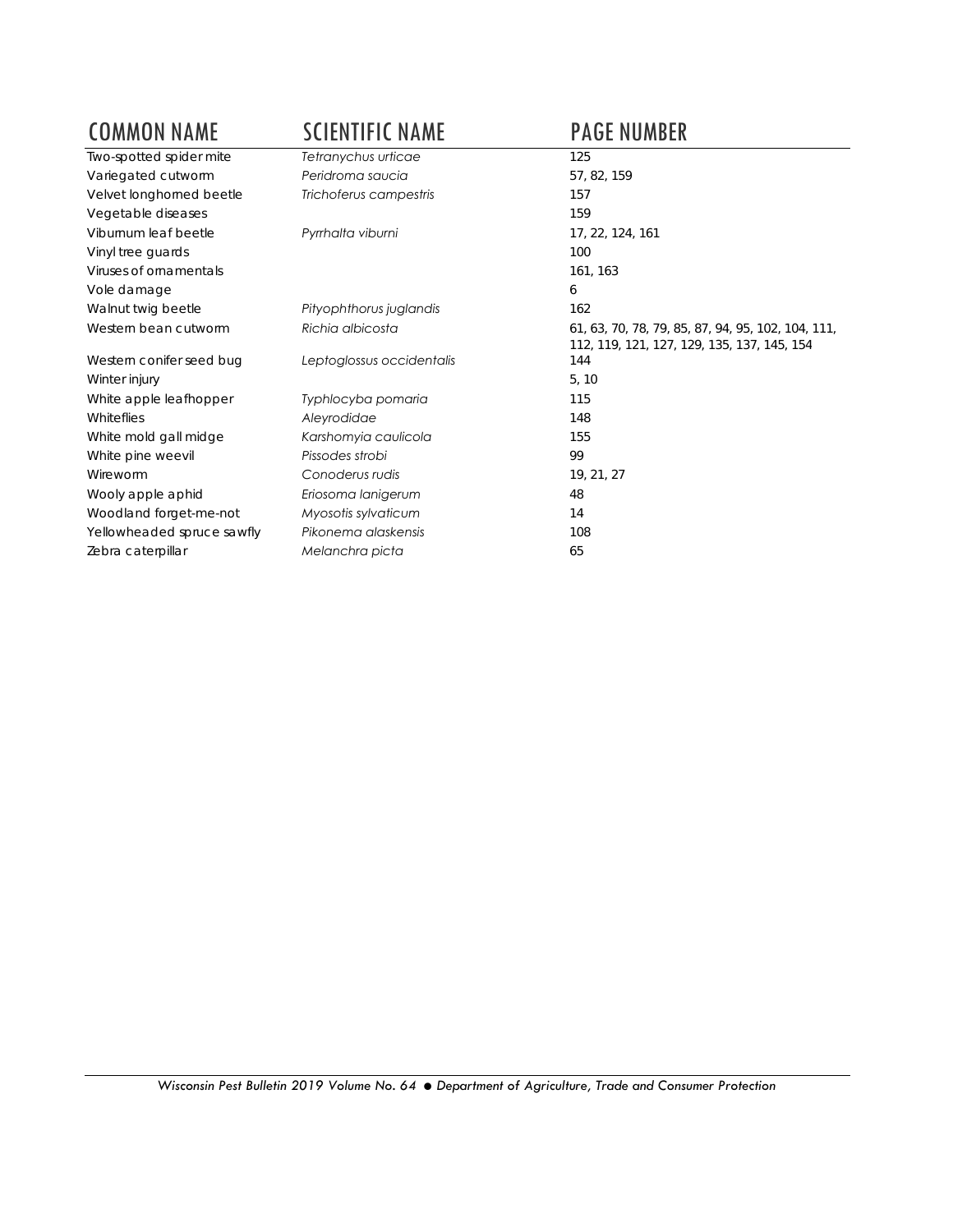| COMMON NAME | SCIENTIFIC NAME | PAGE NUMBER |
|---|---|---|
| Two-spotted spider mite | *Tetranychus urticae* | 125 |
| Variegated cutworm | *Peridroma saucia* | 57, 82, 159 |
| Velvet longhorned beetle | *Trichoferus campestris* | 157 |
| Vegetable diseases | | 159 |
| Viburnum leaf beetle | *Pyrrhalta viburni* | 17, 22, 124, 161 |
| Vinyl tree guards | | 100 |
| Viruses of ornamentals | | 161, 163 |
| Vole damage | | 6 |
| Walnut twig beetle | *Pityophthorus juglandis* | 162 |
| Western bean cutworm | *Richia albicosta* | 61, 63, 70, 78, 79, 85, 87, 94, 95, 102, 104, 111, 112, 119, 121, 127, 129, 135, 137, 145, 154 |
| Western conifer seed bug | *Leptoglossus occidentalis* | 144 |
| Winter injury | | 5, 10 |
| White apple leafhopper | *Typhlocyba pomaria* | 115 |
| Whiteflies | *Aleyrodidae* | 148 |
| White mold gall midge | *Karshomyia caulicola* | 155 |
| White pine weevil | *Pissodes strobi* | 99 |
| Wireworm | *Conoderus rudis* | 19, 21, 27 |
| Wooly apple aphid | *Eriosoma lanigerum* | 48 |
| Woodland forget-me-not | *Myosotis sylvaticum* | 14 |
| Yellowheaded spruce sawfly | *Pikonema alaskensis* | 108 |
| Zebra caterpillar | *Melanchra picta* | 65 |